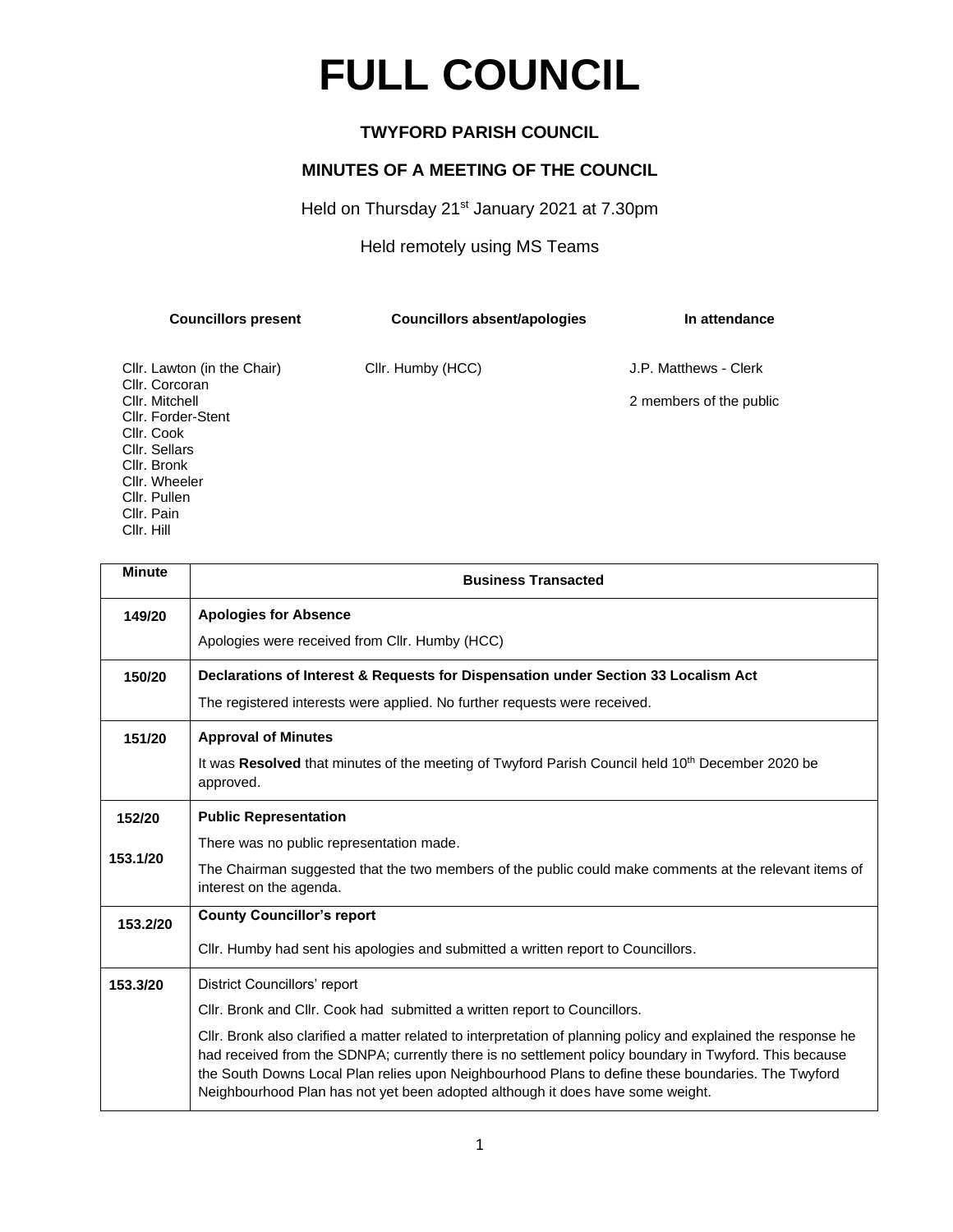# FULL COUNCIL

## TWYFORD PARISH COUNCIL

### MINUTES OF A MEETING OF THE COUNCIL

Held on Thursday 21st January 2021 at 7.30pm

Held remotely using MS Teams

| Councillors present | Councillors absent/apologies | In attendance |
|---|---|---|
| Cllr. Lawton (in the Chair) | Cllr. Humby (HCC) | J.P. Matthews - Clerk |
| Cllr. Corcoran | | |
| Cllr. Mitchell | | 2 members of the public |
| Cllr. Forder-Stent | | |
| Cllr. Cook | | |
| Cllr. Sellars | | |
| Cllr. Bronk | | |
| Cllr. Wheeler | | |
| Cllr. Pullen | | |
| Cllr. Pain | | |
| Cllr. Hill | | |

| Minute | Business Transacted |
|---|---|
| 149/20 | **Apologies for Absence**<br>Apologies were received from Cllr. Humby (HCC) |
| 150/20 | **Declarations of Interest & Requests for Dispensation under Section 33 Localism Act**<br>The registered interests were applied. No further requests were received. |
| 151/20 | **Approval of Minutes**<br>It was **Resolved** that minutes of the meeting of Twyford Parish Council held 10th December 2020 be approved. |
| 152/20<br><br>153.1/20 | **Public Representation**<br>There was no public representation made.<br>The Chairman suggested that the two members of the public could make comments at the relevant items of interest on the agenda. |
| 153.2/20 | **County Councillor's report**<br>Cllr. Humby had sent his apologies and submitted a written report to Councillors. |
| 153.3/20 | District Councillors' report<br>Cllr. Bronk and Cllr. Cook had submitted a written report to Councillors.<br>Cllr. Bronk also clarified a matter related to interpretation of planning policy and explained the response he had received from the SDNPA; currently there is no settlement policy boundary in Twyford. This because the South Downs Local Plan relies upon Neighbourhood Plans to define these boundaries. The Twyford Neighbourhood Plan has not yet been adopted although it does have some weight. |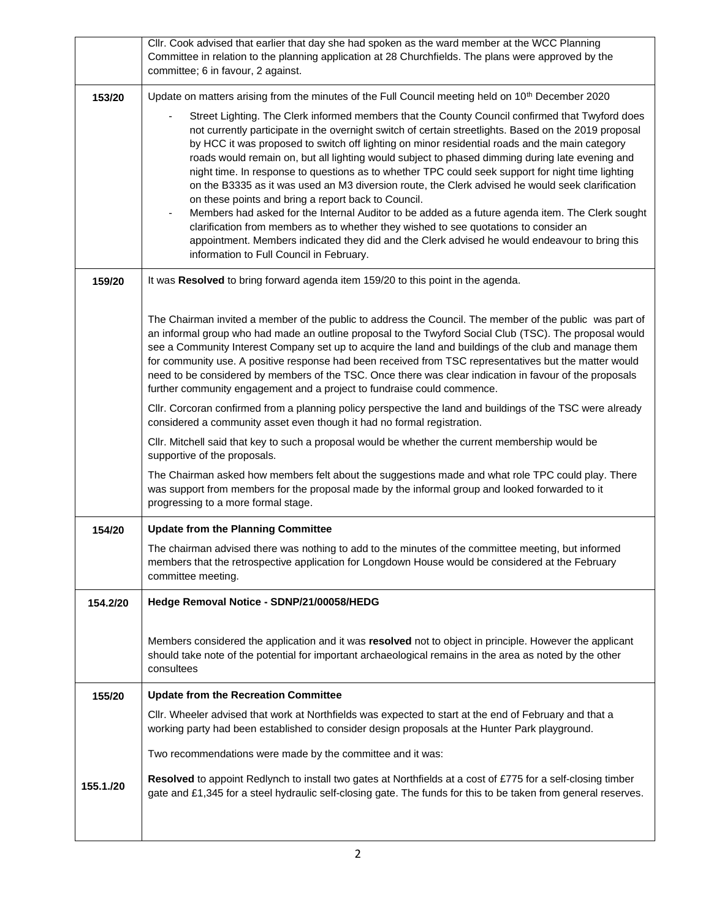| | |
|---|---|
| | Cllr. Cook advised that earlier that day she had spoken as the ward member at the WCC Planning Committee in relation to the planning application at 28 Churchfields. The plans were approved by the committee; 6 in favour, 2 against. |
| **153/20** | Update on matters arising from the minutes of the Full Council meeting held on 10th December 2020<br><br>- Street Lighting. The Clerk informed members that the County Council confirmed that Twyford does not currently participate in the overnight switch of certain streetlights. Based on the 2019 proposal by HCC it was proposed to switch off lighting on minor residential roads and the main category roads would remain on, but all lighting would subject to phased dimming during late evening and night time. In response to questions as to whether TPC could seek support for night time lighting on the B3335 as it was used an M3 diversion route, the Clerk advised he would seek clarification on these points and bring a report back to Council.<br>- Members had asked for the Internal Auditor to be added as a future agenda item. The Clerk sought clarification from members as to whether they wished to see quotations to consider an appointment. Members indicated they did and the Clerk advised he would endeavour to bring this information to Full Council in February. |
| **159/20** | It was **Resolved** to bring forward agenda item 159/20 to this point in the agenda.<br><br>The Chairman invited a member of the public to address the Council. The member of the public was part of an informal group who had made an outline proposal to the Twyford Social Club (TSC). The proposal would see a Community Interest Company set up to acquire the land and buildings of the club and manage them for community use. A positive response had been received from TSC representatives but the matter would need to be considered by members of the TSC. Once there was clear indication in favour of the proposals further community engagement and a project to fundraise could commence.<br><br>Cllr. Corcoran confirmed from a planning policy perspective the land and buildings of the TSC were already considered a community asset even though it had no formal registration.<br><br>Cllr. Mitchell said that key to such a proposal would be whether the current membership would be supportive of the proposals.<br><br>The Chairman asked how members felt about the suggestions made and what role TPC could play. There was support from members for the proposal made by the informal group and looked forwarded to it progressing to a more formal stage. |
| **154/20** | **Update from the Planning Committee**<br><br>The chairman advised there was nothing to add to the minutes of the committee meeting, but informed members that the retrospective application for Longdown House would be considered at the February committee meeting. |
| **154.2/20** | **Hedge Removal Notice - SDNP/21/00058/HEDG**<br><br>Members considered the application and it was **resolved** not to object in principle. However the applicant should take note of the potential for important archaeological remains in the area as noted by the other consultees |
| **155/20** | **Update from the Recreation Committee**<br><br>Cllr. Wheeler advised that work at Northfields was expected to start at the end of February and that a working party had been established to consider design proposals at the Hunter Park playground.<br><br>Two recommendations were made by the committee and it was: |
| **155.1./20** | **Resolved** to appoint Redlynch to install two gates at Northfields at a cost of £775 for a self-closing timber gate and £1,345 for a steel hydraulic self-closing gate. The funds for this to be taken from general reserves. |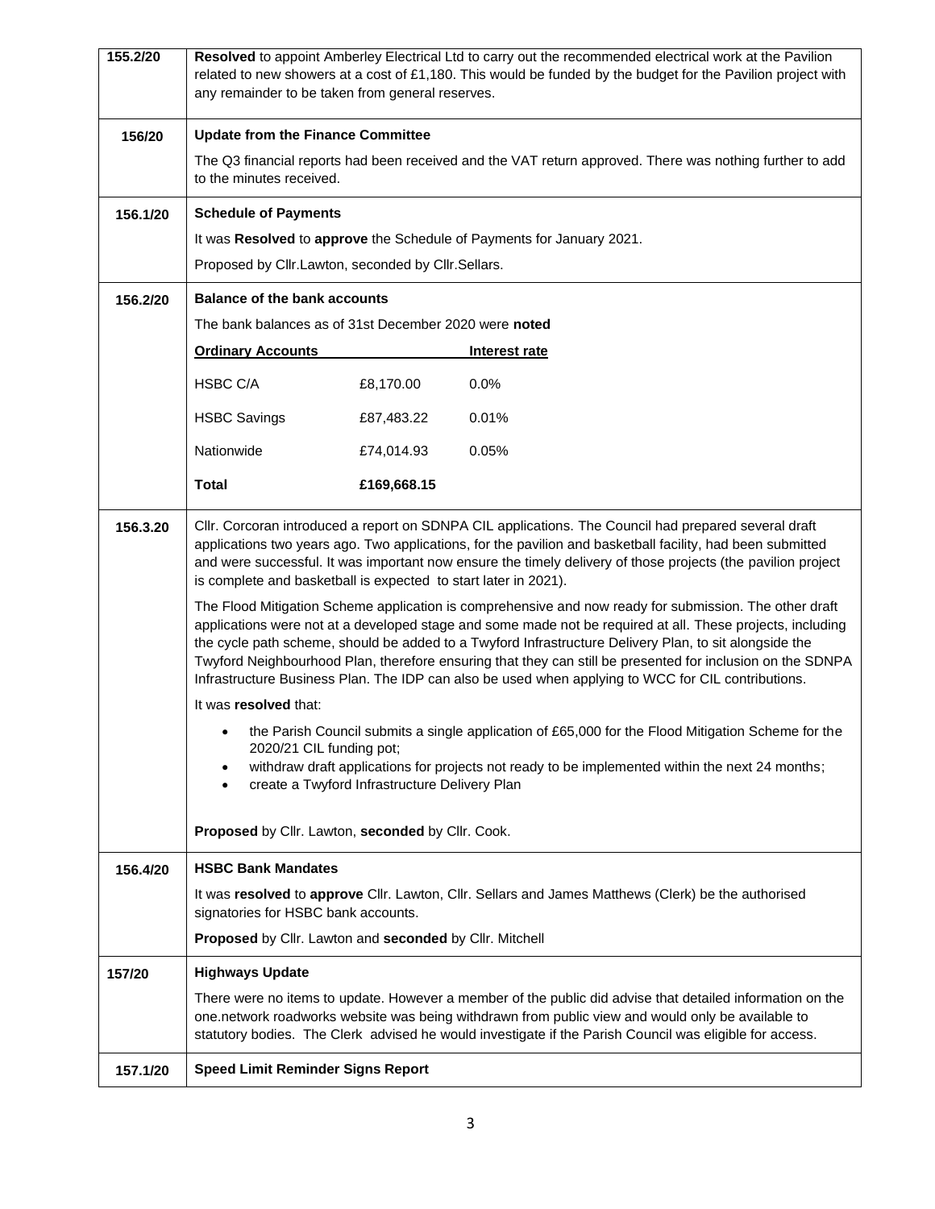| | |
|---|---|
| **155.2/20** | **Resolved** to appoint Amberley Electrical Ltd to carry out the recommended electrical work at the Pavilion related to new showers at a cost of £1,180. This would be funded by the budget for the Pavilion project with any remainder to be taken from general reserves. |
| **156/20** | **Update from the Finance Committee**<br><br>The Q3 financial reports had been received and the VAT return approved. There was nothing further to add to the minutes received. |
| **156.1/20** | **Schedule of Payments**<br><br>It was **Resolved** to **approve** the Schedule of Payments for January 2021.<br><br>Proposed by Cllr.Lawton, seconded by Cllr.Sellars. |
| **156.2/20** | **Balance of the bank accounts**<br><br>The bank balances as of 31st December 2020 were **noted**<br><br>**Ordinary Accounts** — **Interest rate**<br>HSBC C/A — £8,170.00 — 0.0%<br>HSBC Savings — £87,483.22 — 0.01%<br>Nationwide — £74,014.93 — 0.05%<br>**Total** — **£169,668.15** |
| **156.3.20** | Cllr. Corcoran introduced a report on SDNPA CIL applications. The Council had prepared several draft applications two years ago. Two applications, for the pavilion and basketball facility, had been submitted and were successful. It was important now ensure the timely delivery of those projects (the pavilion project is complete and basketball is expected to start later in 2021).<br><br>The Flood Mitigation Scheme application is comprehensive and now ready for submission. The other draft applications were not at a developed stage and some made not be required at all. These projects, including the cycle path scheme, should be added to a Twyford Infrastructure Delivery Plan, to sit alongside the Twyford Neighbourhood Plan, therefore ensuring that they can still be presented for inclusion on the SDNPA Infrastructure Business Plan. The IDP can also be used when applying to WCC for CIL contributions.<br><br>It was **resolved** that:<br>• the Parish Council submits a single application of £65,000 for the Flood Mitigation Scheme for the 2020/21 CIL funding pot;<br>• withdraw draft applications for projects not ready to be implemented within the next 24 months;<br>• create a Twyford Infrastructure Delivery Plan<br><br>**Proposed** by Cllr. Lawton, **seconded** by Cllr. Cook. |
| **156.4/20** | **HSBC Bank Mandates**<br><br>It was **resolved** to **approve** Cllr. Lawton, Cllr. Sellars and James Matthews (Clerk) be the authorised signatories for HSBC bank accounts.<br><br>**Proposed** by Cllr. Lawton and **seconded** by Cllr. Mitchell |
| **157/20** | **Highways Update**<br><br>There were no items to update. However a member of the public did advise that detailed information on the one.network roadworks website was being withdrawn from public view and would only be available to statutory bodies. The Clerk advised he would investigate if the Parish Council was eligible for access. |
| **157.1/20** | **Speed Limit Reminder Signs Report** |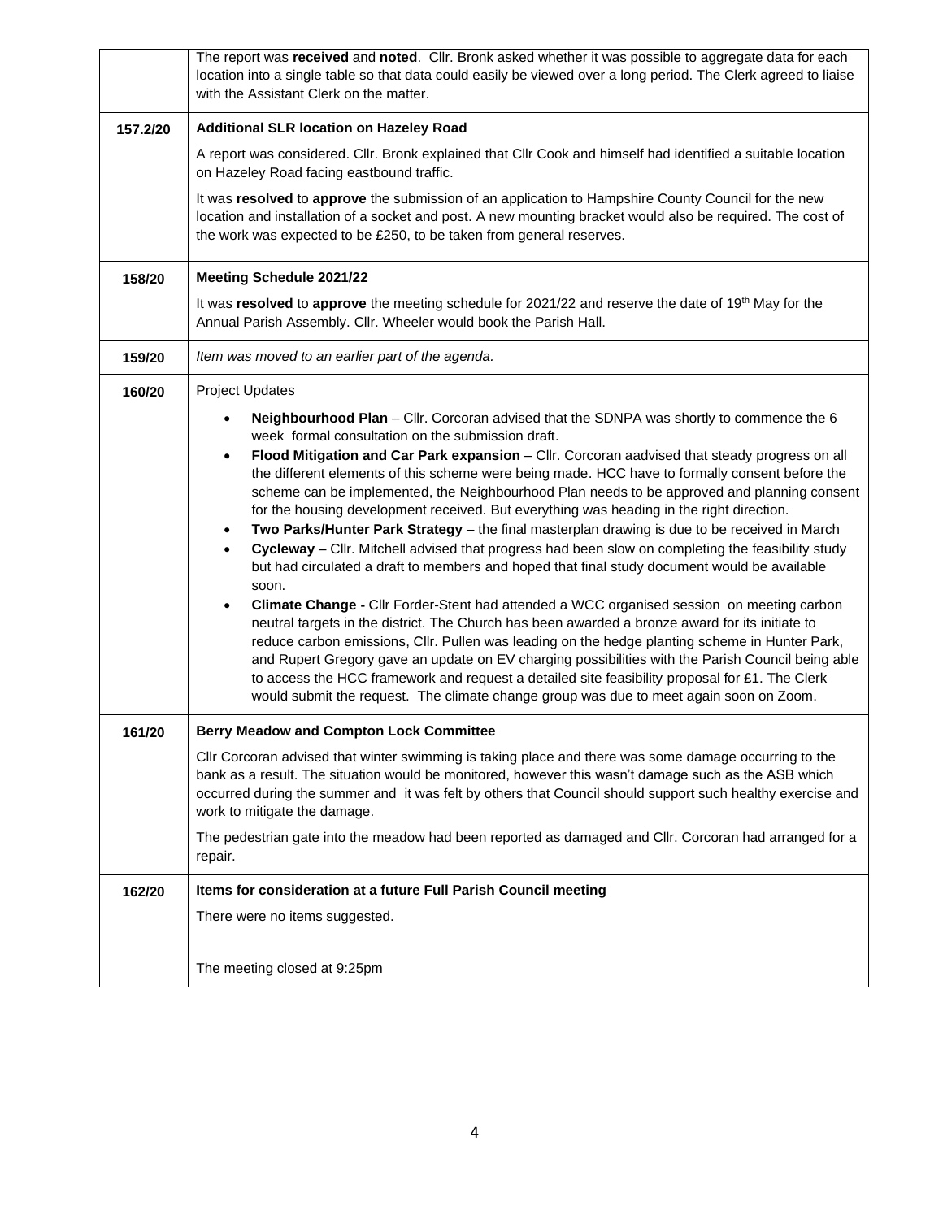| | |
|---|---|
| | The report was **received** and **noted**. Cllr. Bronk asked whether it was possible to aggregate data for each location into a single table so that data could easily be viewed over a long period. The Clerk agreed to liaise with the Assistant Clerk on the matter. |
| **157.2/20** | **Additional SLR location on Hazeley Road**<br><br>A report was considered. Cllr. Bronk explained that Cllr Cook and himself had identified a suitable location on Hazeley Road facing eastbound traffic.<br><br>It was **resolved** to **approve** the submission of an application to Hampshire County Council for the new location and installation of a socket and post. A new mounting bracket would also be required. The cost of the work was expected to be £250, to be taken from general reserves. |
| **158/20** | **Meeting Schedule 2021/22**<br><br>It was **resolved** to **approve** the meeting schedule for 2021/22 and reserve the date of 19th May for the Annual Parish Assembly. Cllr. Wheeler would book the Parish Hall. |
| **159/20** | *Item was moved to an earlier part of the agenda.* |
| **160/20** | Project Updates<br><br>• **Neighbourhood Plan** – Cllr. Corcoran advised that the SDNPA was shortly to commence the 6 week formal consultation on the submission draft.<br>• **Flood Mitigation and Car Park expansion** – Cllr. Corcoran aadvised that steady progress on all the different elements of this scheme were being made. HCC have to formally consent before the scheme can be implemented, the Neighbourhood Plan needs to be approved and planning consent for the housing development received. But everything was heading in the right direction.<br>• **Two Parks/Hunter Park Strategy** – the final masterplan drawing is due to be received in March<br>• **Cycleway** – Cllr. Mitchell advised that progress had been slow on completing the feasibility study but had circulated a draft to members and hoped that final study document would be available soon.<br>• **Climate Change -** Cllr Forder-Stent had attended a WCC organised session on meeting carbon neutral targets in the district. The Church has been awarded a bronze award for its initiate to reduce carbon emissions, Cllr. Pullen was leading on the hedge planting scheme in Hunter Park, and Rupert Gregory gave an update on EV charging possibilities with the Parish Council being able to access the HCC framework and request a detailed site feasibility proposal for £1. The Clerk would submit the request. The climate change group was due to meet again soon on Zoom. |
| **161/20** | **Berry Meadow and Compton Lock Committee**<br><br>Cllr Corcoran advised that winter swimming is taking place and there was some damage occurring to the bank as a result. The situation would be monitored, however this wasn't damage such as the ASB which occurred during the summer and it was felt by others that Council should support such healthy exercise and work to mitigate the damage.<br><br>The pedestrian gate into the meadow had been reported as damaged and Cllr. Corcoran had arranged for a repair. |
| **162/20** | **Items for consideration at a future Full Parish Council meeting**<br><br>There were no items suggested.<br><br><br>The meeting closed at 9:25pm |